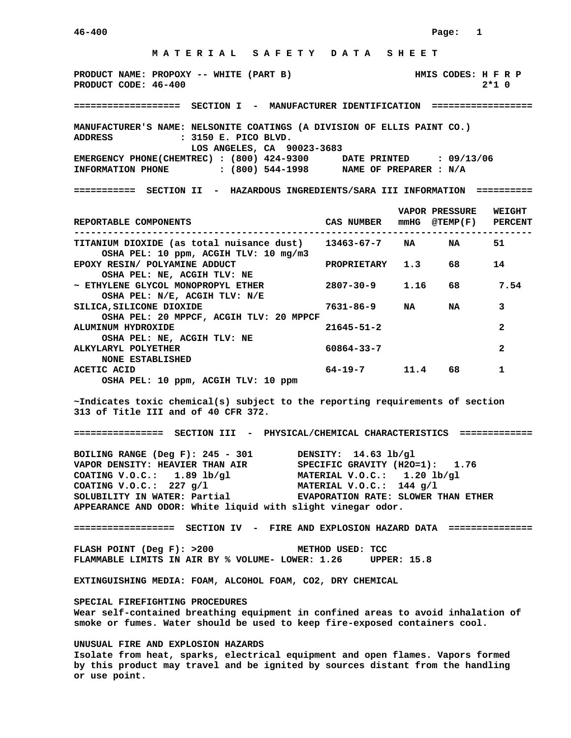# MATERIAL SAFETY DATA SHEET

PRODUCT NAME: PROPOXY -- WHITE (PART B) HMIS CODES: H F R P
PRODUCT CODE: 46-400 2*1 0

## SECTION I - MANUFACTURER IDENTIFICATION

MANUFACTURER'S NAME: NELSONITE COATINGS (A DIVISION OF ELLIS PAINT CO.)
ADDRESS : 3150 E. PICO BLVD.
LOS ANGELES, CA 90023-3683
EMERGENCY PHONE(CHEMTREC) : (800) 424-9300 DATE PRINTED : 09/13/06
INFORMATION PHONE : (800) 544-1998 NAME OF PREPARER : N/A

## SECTION II - HAZARDOUS INGREDIENTS/SARA III INFORMATION

| REPORTABLE COMPONENTS | CAS NUMBER | VAPOR PRESSURE mmHG | @TEMP(F) | WEIGHT PERCENT |
|---|---|---|---|---|
| TITANIUM DIOXIDE (as total nuisance dust)<br>OSHA PEL: 10 ppm, ACGIH TLV: 10 mg/m3 | 13463-67-7 | NA | NA | 51 |
| EPOXY RESIN/ POLYAMINE ADDUCT<br>OSHA PEL: NE, ACGIH TLV: NE | PROPRIETARY | 1.3 | 68 | 14 |
| ~ ETHYLENE GLYCOL MONOPROPYL ETHER<br>OSHA PEL: N/E, ACGIH TLV: N/E | 2807-30-9 | 1.16 | 68 | 7.54 |
| SILICA,SILICONE DIOXIDE<br>OSHA PEL: 20 MPPCF, ACGIH TLV: 20 MPPCF | 7631-86-9 | NA | NA | 3 |
| ALUMINUM HYDROXIDE<br>OSHA PEL: NE, ACGIH TLV: NE | 21645-51-2 | | | 2 |
| ALKYLARYL POLYETHER<br>NONE ESTABLISHED | 60864-33-7 | | | 2 |
| ACETIC ACID<br>OSHA PEL: 10 ppm, ACGIH TLV: 10 ppm | 64-19-7 | 11.4 | 68 | 1 |

~Indicates toxic chemical(s) subject to the reporting requirements of section 313 of Title III and of 40 CFR 372.

## SECTION III - PHYSICAL/CHEMICAL CHARACTERISTICS

BOILING RANGE (Deg F): 245 - 301
DENSITY: 14.63 lb/gl
VAPOR DENSITY: HEAVIER THAN AIR
SPECIFIC GRAVITY (H2O=1): 1.76
COATING V.O.C.: 1.89 lb/gl
MATERIAL V.O.C.: 1.20 lb/gl
COATING V.O.C.: 227 g/l
MATERIAL V.O.C.: 144 g/l
SOLUBILITY IN WATER: Partial
EVAPORATION RATE: SLOWER THAN ETHER
APPEARANCE AND ODOR: White liquid with slight vinegar odor.

## SECTION IV - FIRE AND EXPLOSION HAZARD DATA

FLASH POINT (Deg F): >200 METHOD USED: TCC
FLAMMABLE LIMITS IN AIR BY % VOLUME- LOWER: 1.26 UPPER: 15.8

EXTINGUISHING MEDIA: FOAM, ALCOHOL FOAM, CO2, DRY CHEMICAL

SPECIAL FIREFIGHTING PROCEDURES
Wear self-contained breathing equipment in confined areas to avoid inhalation of smoke or fumes. Water should be used to keep fire-exposed containers cool.

UNUSUAL FIRE AND EXPLOSION HAZARDS
Isolate from heat, sparks, electrical equipment and open flames. Vapors formed by this product may travel and be ignited by sources distant from the handling or use point.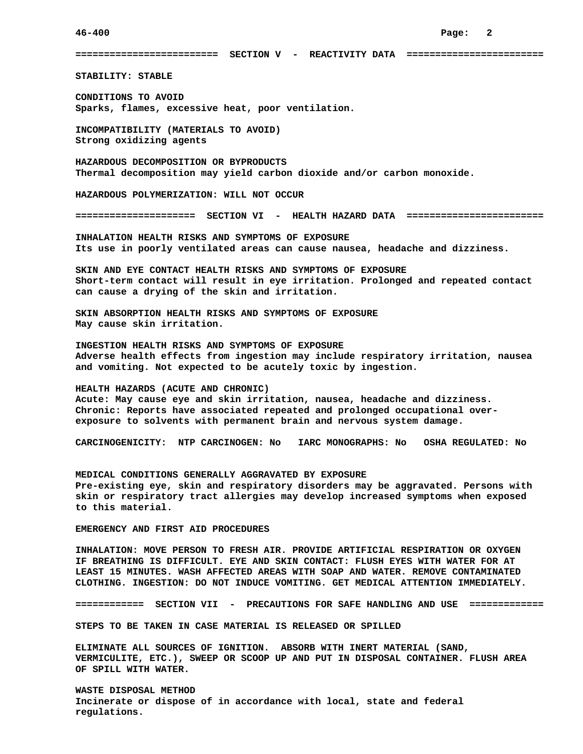## SECTION V - REACTIVITY DATA

**STABILITY: STABLE**

**CONDITIONS TO AVOID**
Sparks, flames, excessive heat, poor ventilation.

**INCOMPATIBILITY (MATERIALS TO AVOID)**
Strong oxidizing agents

**HAZARDOUS DECOMPOSITION OR BYPRODUCTS**
Thermal decomposition may yield carbon dioxide and/or carbon monoxide.

**HAZARDOUS POLYMERIZATION: WILL NOT OCCUR**

## SECTION VI - HEALTH HAZARD DATA

**INHALATION HEALTH RISKS AND SYMPTOMS OF EXPOSURE**
Its use in poorly ventilated areas can cause nausea, headache and dizziness.

**SKIN AND EYE CONTACT HEALTH RISKS AND SYMPTOMS OF EXPOSURE**
Short-term contact will result in eye irritation. Prolonged and repeated contact can cause a drying of the skin and irritation.

**SKIN ABSORPTION HEALTH RISKS AND SYMPTOMS OF EXPOSURE**
May cause skin irritation.

**INGESTION HEALTH RISKS AND SYMPTOMS OF EXPOSURE**
Adverse health effects from ingestion may include respiratory irritation, nausea and vomiting. Not expected to be acutely toxic by ingestion.

**HEALTH HAZARDS (ACUTE AND CHRONIC)**
Acute: May cause eye and skin irritation, nausea, headache and dizziness.
Chronic: Reports have associated repeated and prolonged occupational over-exposure to solvents with permanent brain and nervous system damage.

**CARCINOGENICITY:** NTP CARCINOGEN: No IARC MONOGRAPHS: No OSHA REGULATED: No

**MEDICAL CONDITIONS GENERALLY AGGRAVATED BY EXPOSURE**
Pre-existing eye, skin and respiratory disorders may be aggravated. Persons with skin or respiratory tract allergies may develop increased symptoms when exposed to this material.

**EMERGENCY AND FIRST AID PROCEDURES**

INHALATION: MOVE PERSON TO FRESH AIR. PROVIDE ARTIFICIAL RESPIRATION OR OXYGEN IF BREATHING IS DIFFICULT. EYE AND SKIN CONTACT: FLUSH EYES WITH WATER FOR AT LEAST 15 MINUTES. WASH AFFECTED AREAS WITH SOAP AND WATER. REMOVE CONTAMINATED CLOTHING. INGESTION: DO NOT INDUCE VOMITING. GET MEDICAL ATTENTION IMMEDIATELY.

## SECTION VII - PRECAUTIONS FOR SAFE HANDLING AND USE

**STEPS TO BE TAKEN IN CASE MATERIAL IS RELEASED OR SPILLED**

ELIMINATE ALL SOURCES OF IGNITION. ABSORB WITH INERT MATERIAL (SAND, VERMICULITE, ETC.), SWEEP OR SCOOP UP AND PUT IN DISPOSAL CONTAINER. FLUSH AREA OF SPILL WITH WATER.

**WASTE DISPOSAL METHOD**
Incinerate or dispose of in accordance with local, state and federal regulations.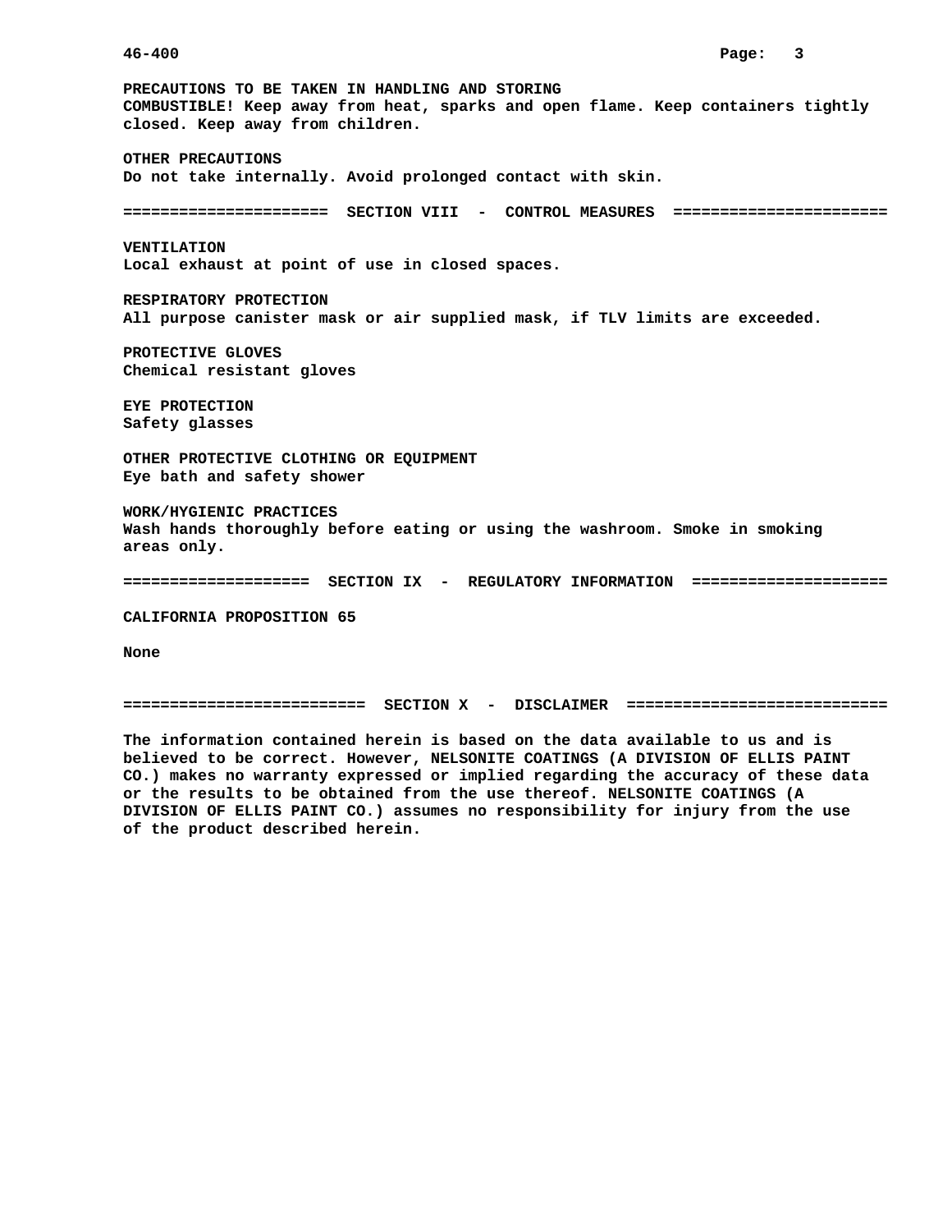**PRECAUTIONS TO BE TAKEN IN HANDLING AND STORING**
COMBUSTIBLE! Keep away from heat, sparks and open flame. Keep containers tightly closed. Keep away from children.

**OTHER PRECAUTIONS**
Do not take internally. Avoid prolonged contact with skin.

## SECTION VIII - CONTROL MEASURES

**VENTILATION**
Local exhaust at point of use in closed spaces.

**RESPIRATORY PROTECTION**
All purpose canister mask or air supplied mask, if TLV limits are exceeded.

**PROTECTIVE GLOVES**
Chemical resistant gloves

**EYE PROTECTION**
Safety glasses

**OTHER PROTECTIVE CLOTHING OR EQUIPMENT**
Eye bath and safety shower

**WORK/HYGIENIC PRACTICES**
Wash hands thoroughly before eating or using the washroom. Smoke in smoking areas only.

## SECTION IX - REGULATORY INFORMATION

**CALIFORNIA PROPOSITION 65**

None

## SECTION X - DISCLAIMER

The information contained herein is based on the data available to us and is believed to be correct. However, NELSONITE COATINGS (A DIVISION OF ELLIS PAINT CO.) makes no warranty expressed or implied regarding the accuracy of these data or the results to be obtained from the use thereof. NELSONITE COATINGS (A DIVISION OF ELLIS PAINT CO.) assumes no responsibility for injury from the use of the product described herein.